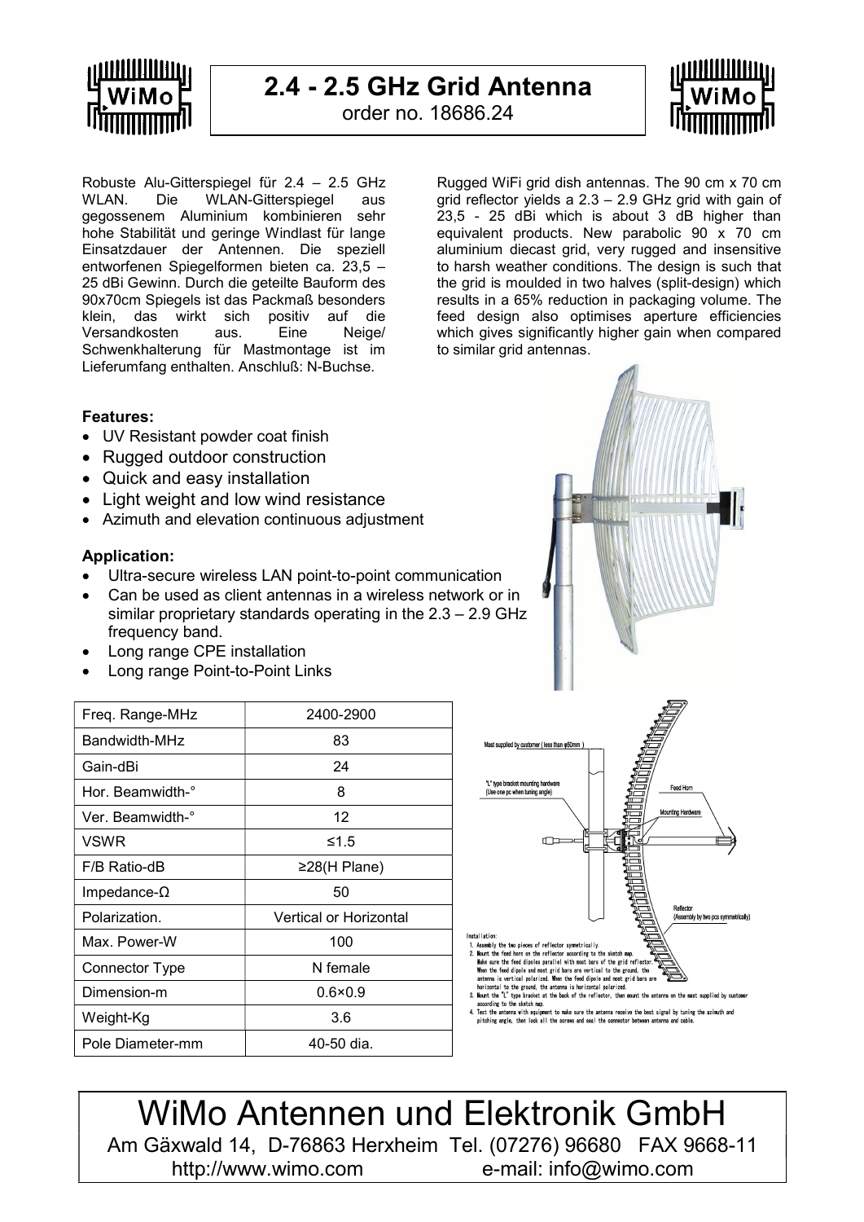# 2.4 - 2.5 GHz Grid Antenna

order no. 18686.24

Robuste Alu-Gitterspiegel für 2.4 – 2.5 GHz WLAN. Die WLAN-Gitterspiegel aus gegossenem Aluminium kombinieren sehr hohe Stabilität und geringe Windlast für lange Einsatzdauer der Antennen. Die speziell entworfenen Spiegelformen bieten ca. 23,5 – 25 dBi Gewinn. Durch die geteilte Bauform des 90x70cm Spiegels ist das Packmaß besonders klein, das wirkt sich positiv auf die Versandkosten aus. Eine Neige/ Schwenkhalterung für Mastmontage ist im Lieferumfang enthalten. Anschluß: N-Buchse.

Rugged WiFi grid dish antennas. The 90 cm x 70 cm grid reflector yields a 2.3 – 2.9 GHz grid with gain of 23,5 - 25 dBi which is about 3 dB higher than equivalent products. New parabolic 90 x 70 cm aluminium diecast grid, very rugged and insensitive to harsh weather conditions. The design is such that the grid is moulded in two halves (split-design) which results in a 65% reduction in packaging volume. The feed design also optimises aperture efficiencies which gives significantly higher gain when compared to similar grid antennas.

**Features:**

- UV Resistant powder coat finish
- Rugged outdoor construction
- Quick and easy installation
- Light weight and low wind resistance
- Azimuth and elevation continuous adjustment

**Application:**

- Ultra-secure wireless LAN point-to-point communication
- Can be used as client antennas in a wireless network or in similar proprietary standards operating in the 2.3 – 2.9 GHz frequency band.
- Long range CPE installation
- Long range Point-to-Point Links

| Freq. Range-MHz | 2400-2900 |
|---|---|
| Bandwidth-MHz | 83 |
| Gain-dBi | 24 |
| Hor. Beamwidth-° | 8 |
| Ver. Beamwidth-° | 12 |
| VSWR | ≤1.5 |
| F/B Ratio-dB | ≥28(H Plane) |
| Impedance-Ω | 50 |
| Polarization. | Vertical or Horizontal |
| Max. Power-W | 100 |
| Connector Type | N female |
| Dimension-m | 0.6×0.9 |
| Weight-Kg | 3.6 |
| Pole Diameter-mm | 40-50 dia. |

Mast supplied by customer (less than φ50mm)

"L" type bracket mounting hardware (Use one pc when tuning angle)

Feed Horn

Mounting Hardware

Reflector (Assembly by two pcs symmetrically)

Installation:

1. Assembly the two pieces of reflector symmetrically.
2. Mount the feed horn on the reflector according to the sketch map. Make sure the feed dipoles parallel with most bars of the grid reflector. When the feed dipole and most grid bars are vertical to the ground, the antenna is vertical polarized. When the feed dipole and most grid bars are horizontal to the ground, the antenna is horizontal polarized.
3. Mount the "L" type bracket at the back of the reflector, then mount the antenna on the mast supplied by customer according to the sketch map.
4. Test the antenna with equipment to make sure the antenna receive the best signal by tuning the azimuth and pitching angle, then lock all the screws and seal the connector between antenna and cable.

WiMo Antennen und Elektronik GmbH

Am Gäxwald 14, D-76863 Herxheim Tel. (07276) 96680 FAX 9668-11

http://www.wimo.com e-mail: info@wimo.com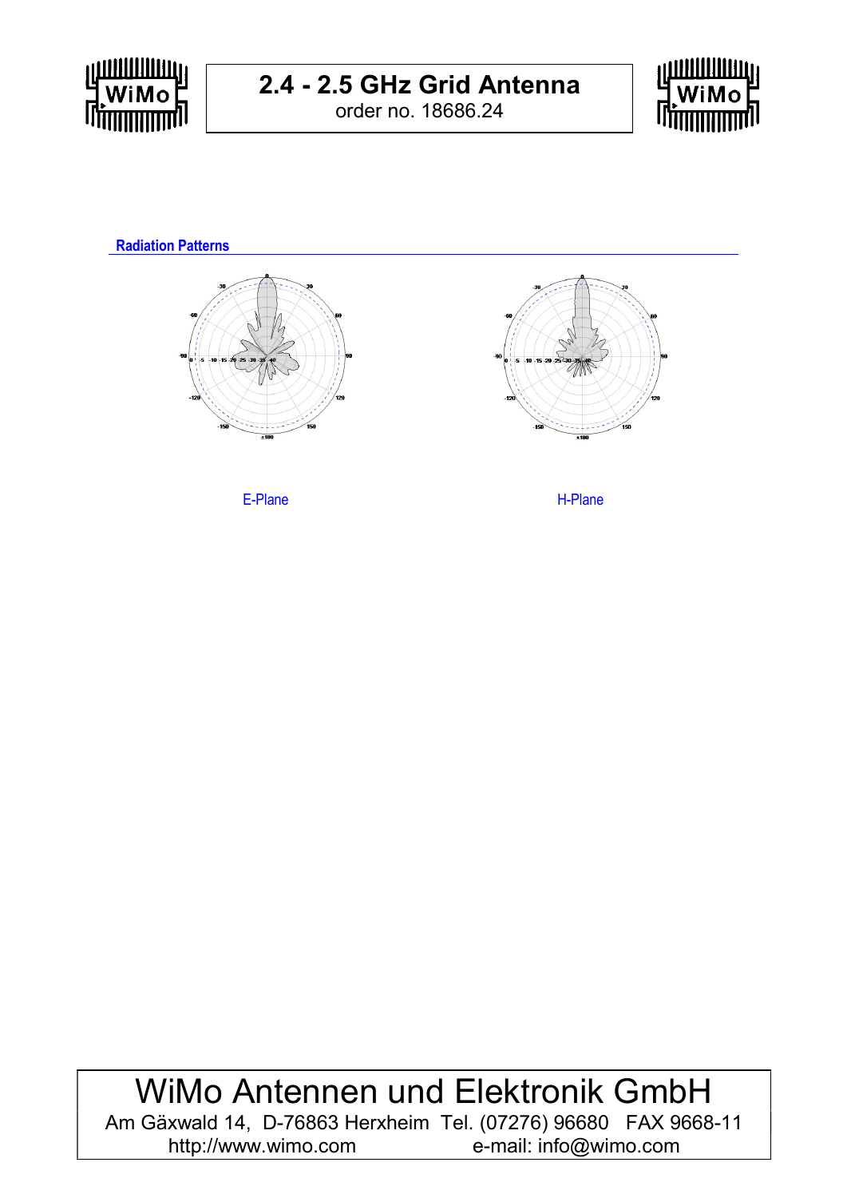# 2.4 - 2.5 GHz Grid Antenna

order no. 18686.24

## Radiation Patterns

0
-30
30
-60
60
-90
90
-120
120
-150
150
±180
0 -5 -10 -15 -20 -25 -30 -35 -40

E-Plane

0
-30
30
-60
60
-90
90
-120
120
-150
150
±180
0 -5 -10 -15 -20 -25 -30 -35 -40

H-Plane

WiMo Antennen und Elektronik GmbH
Am Gäxwald 14, D-76863 Herxheim Tel. (07276) 96680 FAX 9668-11
http://www.wimo.com e-mail: info@wimo.com